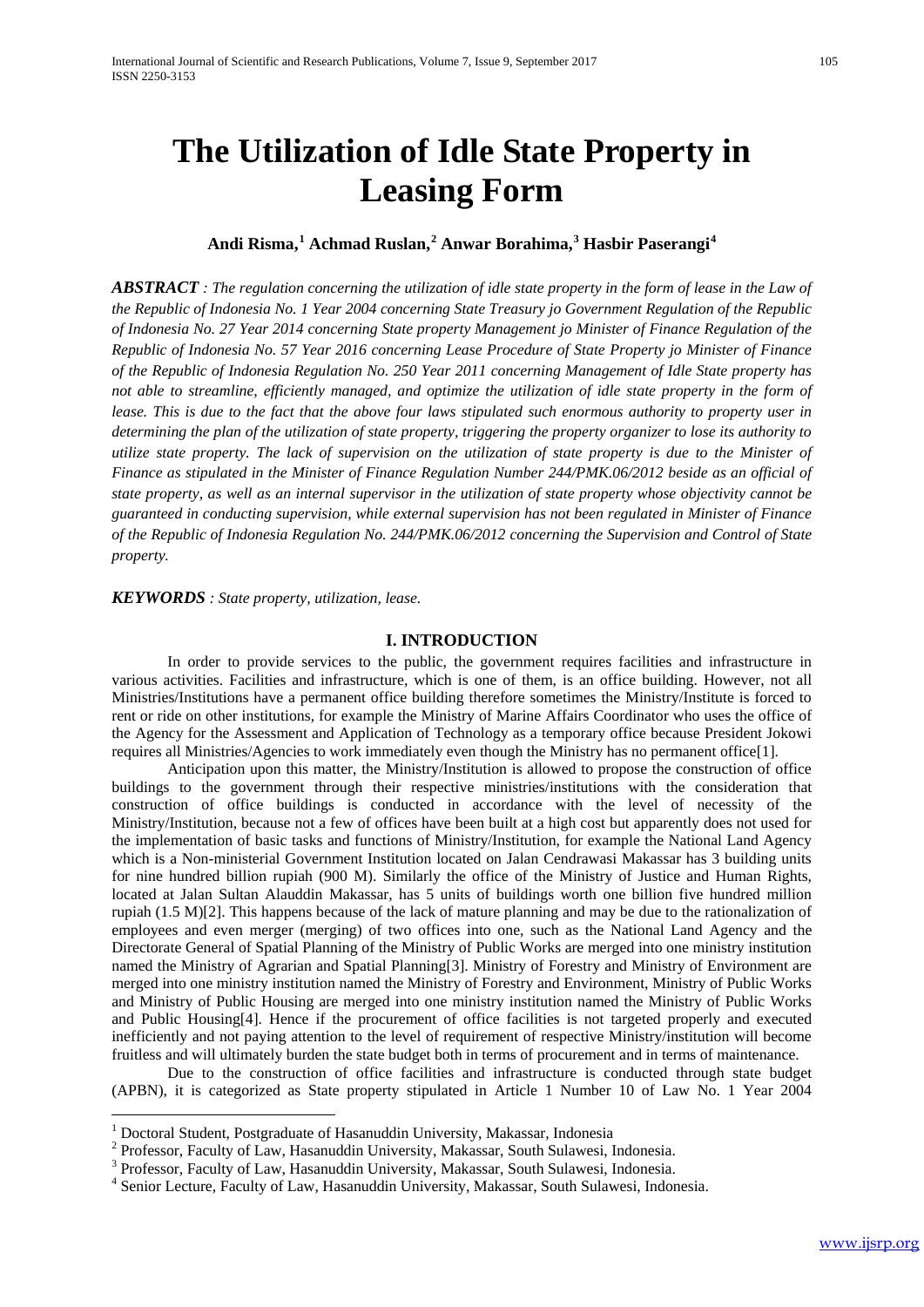# The Utilization of Idle State Property in Leasing Form

**Andi Risma,[1] Achmad Ruslan,[2] Anwar Borahima,[3] Hasbir Paserangi[4]**

***ABSTRACT*** *: The regulation concerning the utilization of idle state property in the form of lease in the Law of the Republic of Indonesia No. 1 Year 2004 concerning State Treasury jo Government Regulation of the Republic of Indonesia No. 27 Year 2014 concerning State property Management jo Minister of Finance Regulation of the Republic of Indonesia No. 57 Year 2016 concerning Lease Procedure of State Property jo Minister of Finance of the Republic of Indonesia Regulation No. 250 Year 2011 concerning Management of Idle State property has not able to streamline, efficiently managed, and optimize the utilization of idle state property in the form of lease. This is due to the fact that the above four laws stipulated such enormous authority to property user in determining the plan of the utilization of state property, triggering the property organizer to lose its authority to utilize state property. The lack of supervision on the utilization of state property is due to the Minister of Finance as stipulated in the Minister of Finance Regulation Number 244/PMK.06/2012 beside as an official of state property, as well as an internal supervisor in the utilization of state property whose objectivity cannot be guaranteed in conducting supervision, while external supervision has not been regulated in Minister of Finance of the Republic of Indonesia Regulation No. 244/PMK.06/2012 concerning the Supervision and Control of State property.*

***KEYWORDS*** *: State property, utilization, lease.*

## I. INTRODUCTION

In order to provide services to the public, the government requires facilities and infrastructure in various activities. Facilities and infrastructure, which is one of them, is an office building. However, not all Ministries/Institutions have a permanent office building therefore sometimes the Ministry/Institute is forced to rent or ride on other institutions, for example the Ministry of Marine Affairs Coordinator who uses the office of the Agency for the Assessment and Application of Technology as a temporary office because President Jokowi requires all Ministries/Agencies to work immediately even though the Ministry has no permanent office[1].

Anticipation upon this matter, the Ministry/Institution is allowed to propose the construction of office buildings to the government through their respective ministries/institutions with the consideration that construction of office buildings is conducted in accordance with the level of necessity of the Ministry/Institution, because not a few of offices have been built at a high cost but apparently does not used for the implementation of basic tasks and functions of Ministry/Institution, for example the National Land Agency which is a Non-ministerial Government Institution located on Jalan Cendrawasi Makassar has 3 building units for nine hundred billion rupiah (900 M). Similarly the office of the Ministry of Justice and Human Rights, located at Jalan Sultan Alauddin Makassar, has 5 units of buildings worth one billion five hundred million rupiah (1.5 M)[2]. This happens because of the lack of mature planning and may be due to the rationalization of employees and even merger (merging) of two offices into one, such as the National Land Agency and the Directorate General of Spatial Planning of the Ministry of Public Works are merged into one ministry institution named the Ministry of Agrarian and Spatial Planning[3]. Ministry of Forestry and Ministry of Environment are merged into one ministry institution named the Ministry of Forestry and Environment, Ministry of Public Works and Ministry of Public Housing are merged into one ministry institution named the Ministry of Public Works and Public Housing[4]. Hence if the procurement of office facilities is not targeted properly and executed inefficiently and not paying attention to the level of requirement of respective Ministry/institution will become fruitless and will ultimately burden the state budget both in terms of procurement and in terms of maintenance.

Due to the construction of office facilities and infrastructure is conducted through state budget (APBN), it is categorized as State property stipulated in Article 1 Number 10 of Law No. 1 Year 2004

---

[1] Doctoral Student, Postgraduate of Hasanuddin University, Makassar, Indonesia

[2] Professor, Faculty of Law, Hasanuddin University, Makassar, South Sulawesi, Indonesia.

[3] Professor, Faculty of Law, Hasanuddin University, Makassar, South Sulawesi, Indonesia.

[4] Senior Lecture, Faculty of Law, Hasanuddin University, Makassar, South Sulawesi, Indonesia.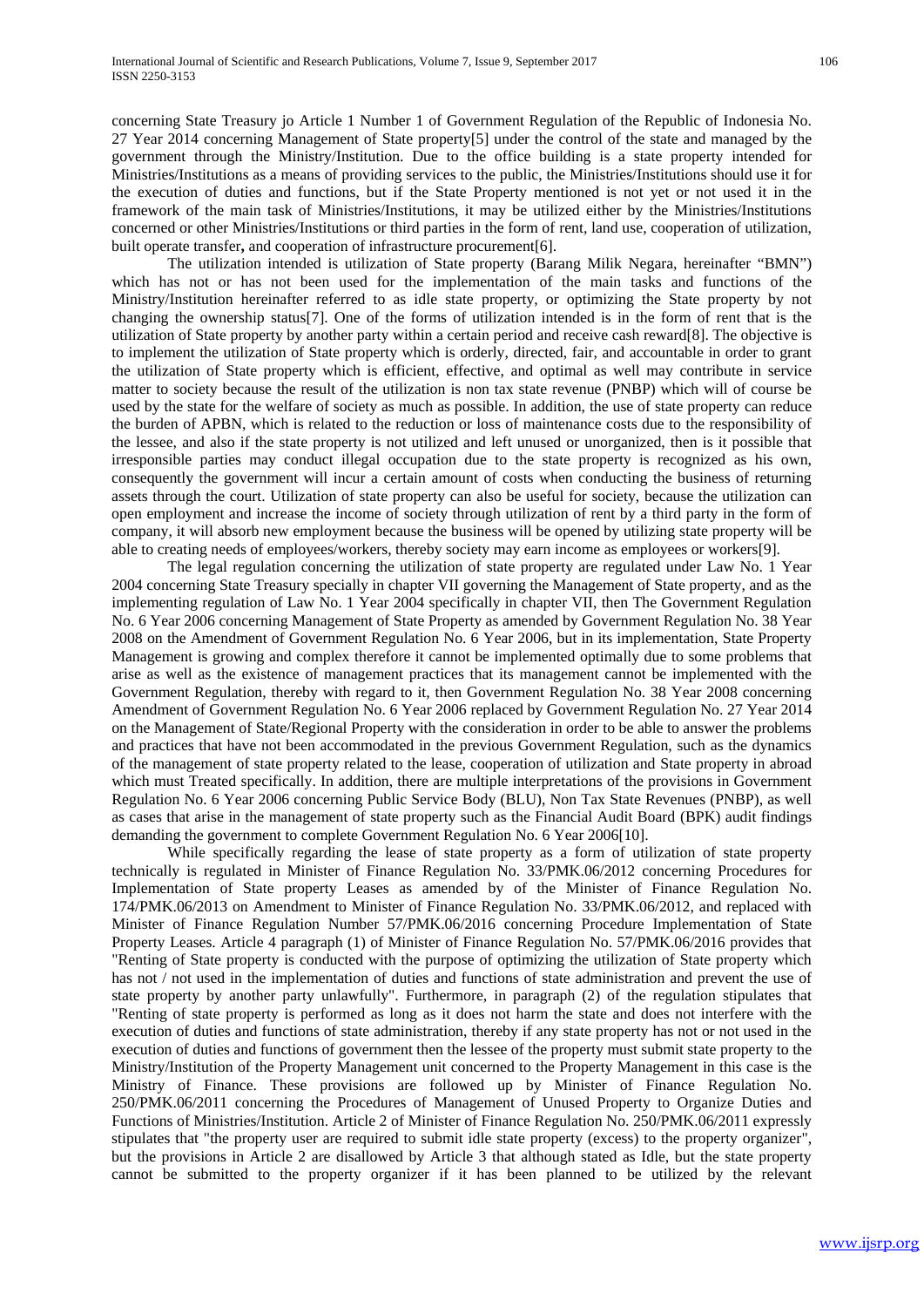concerning State Treasury jo Article 1 Number 1 of Government Regulation of the Republic of Indonesia No. 27 Year 2014 concerning Management of State property[5] under the control of the state and managed by the government through the Ministry/Institution. Due to the office building is a state property intended for Ministries/Institutions as a means of providing services to the public, the Ministries/Institutions should use it for the execution of duties and functions, but if the State Property mentioned is not yet or not used it in the framework of the main task of Ministries/Institutions, it may be utilized either by the Ministries/Institutions concerned or other Ministries/Institutions or third parties in the form of rent, land use, cooperation of utilization, built operate transfer**,** and cooperation of infrastructure procurement[6].

The utilization intended is utilization of State property (Barang Milik Negara, hereinafter "BMN") which has not or has not been used for the implementation of the main tasks and functions of the Ministry/Institution hereinafter referred to as idle state property, or optimizing the State property by not changing the ownership status[7]. One of the forms of utilization intended is in the form of rent that is the utilization of State property by another party within a certain period and receive cash reward[8]. The objective is to implement the utilization of State property which is orderly, directed, fair, and accountable in order to grant the utilization of State property which is efficient, effective, and optimal as well may contribute in service matter to society because the result of the utilization is non tax state revenue (PNBP) which will of course be used by the state for the welfare of society as much as possible. In addition, the use of state property can reduce the burden of APBN, which is related to the reduction or loss of maintenance costs due to the responsibility of the lessee, and also if the state property is not utilized and left unused or unorganized, then is it possible that irresponsible parties may conduct illegal occupation due to the state property is recognized as his own, consequently the government will incur a certain amount of costs when conducting the business of returning assets through the court. Utilization of state property can also be useful for society, because the utilization can open employment and increase the income of society through utilization of rent by a third party in the form of company, it will absorb new employment because the business will be opened by utilizing state property will be able to creating needs of employees/workers, thereby society may earn income as employees or workers[9].

The legal regulation concerning the utilization of state property are regulated under Law No. 1 Year 2004 concerning State Treasury specially in chapter VII governing the Management of State property, and as the implementing regulation of Law No. 1 Year 2004 specifically in chapter VII, then The Government Regulation No. 6 Year 2006 concerning Management of State Property as amended by Government Regulation No. 38 Year 2008 on the Amendment of Government Regulation No. 6 Year 2006, but in its implementation, State Property Management is growing and complex therefore it cannot be implemented optimally due to some problems that arise as well as the existence of management practices that its management cannot be implemented with the Government Regulation, thereby with regard to it, then Government Regulation No. 38 Year 2008 concerning Amendment of Government Regulation No. 6 Year 2006 replaced by Government Regulation No. 27 Year 2014 on the Management of State/Regional Property with the consideration in order to be able to answer the problems and practices that have not been accommodated in the previous Government Regulation, such as the dynamics of the management of state property related to the lease, cooperation of utilization and State property in abroad which must Treated specifically. In addition, there are multiple interpretations of the provisions in Government Regulation No. 6 Year 2006 concerning Public Service Body (BLU), Non Tax State Revenues (PNBP), as well as cases that arise in the management of state property such as the Financial Audit Board (BPK) audit findings demanding the government to complete Government Regulation No. 6 Year 2006[10].

While specifically regarding the lease of state property as a form of utilization of state property technically is regulated in Minister of Finance Regulation No. 33/PMK.06/2012 concerning Procedures for Implementation of State property Leases as amended by of the Minister of Finance Regulation No. 174/PMK.06/2013 on Amendment to Minister of Finance Regulation No. 33/PMK.06/2012, and replaced with Minister of Finance Regulation Number 57/PMK.06/2016 concerning Procedure Implementation of State Property Leases. Article 4 paragraph (1) of Minister of Finance Regulation No. 57/PMK.06/2016 provides that "Renting of State property is conducted with the purpose of optimizing the utilization of State property which has not / not used in the implementation of duties and functions of state administration and prevent the use of state property by another party unlawfully". Furthermore, in paragraph (2) of the regulation stipulates that "Renting of state property is performed as long as it does not harm the state and does not interfere with the execution of duties and functions of state administration, thereby if any state property has not or not used in the execution of duties and functions of government then the lessee of the property must submit state property to the Ministry/Institution of the Property Management unit concerned to the Property Management in this case is the Ministry of Finance. These provisions are followed up by Minister of Finance Regulation No. 250/PMK.06/2011 concerning the Procedures of Management of Unused Property to Organize Duties and Functions of Ministries/Institution. Article 2 of Minister of Finance Regulation No. 250/PMK.06/2011 expressly stipulates that "the property user are required to submit idle state property (excess) to the property organizer", but the provisions in Article 2 are disallowed by Article 3 that although stated as Idle, but the state property cannot be submitted to the property organizer if it has been planned to be utilized by the relevant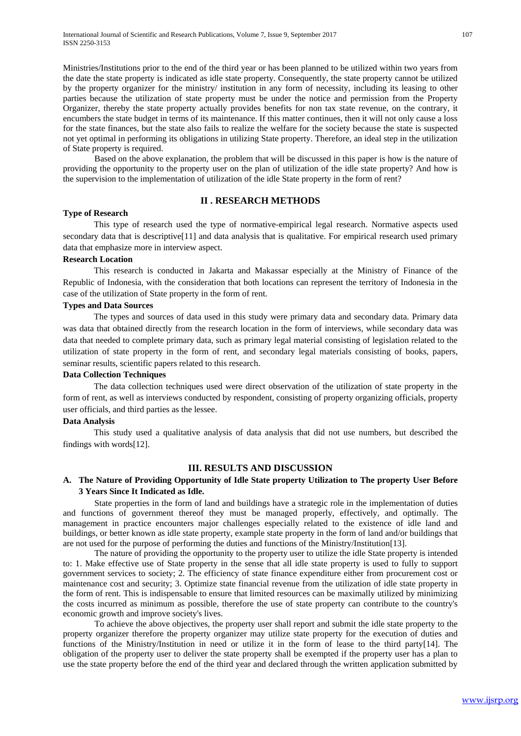Ministries/Institutions prior to the end of the third year or has been planned to be utilized within two years from the date the state property is indicated as idle state property. Consequently, the state property cannot be utilized by the property organizer for the ministry/ institution in any form of necessity, including its leasing to other parties because the utilization of state property must be under the notice and permission from the Property Organizer, thereby the state property actually provides benefits for non tax state revenue, on the contrary, it encumbers the state budget in terms of its maintenance. If this matter continues, then it will not only cause a loss for the state finances, but the state also fails to realize the welfare for the society because the state is suspected not yet optimal in performing its obligations in utilizing State property. Therefore, an ideal step in the utilization of State property is required.

Based on the above explanation, the problem that will be discussed in this paper is how is the nature of providing the opportunity to the property user on the plan of utilization of the idle state property? And how is the supervision to the implementation of utilization of the idle State property in the form of rent?

## II . RESEARCH METHODS

**Type of Research**

This type of research used the type of normative-empirical legal research. Normative aspects used secondary data that is descriptive[11] and data analysis that is qualitative. For empirical research used primary data that emphasize more in interview aspect.

**Research Location**

This research is conducted in Jakarta and Makassar especially at the Ministry of Finance of the Republic of Indonesia, with the consideration that both locations can represent the territory of Indonesia in the case of the utilization of State property in the form of rent.

**Types and Data Sources**

The types and sources of data used in this study were primary data and secondary data. Primary data was data that obtained directly from the research location in the form of interviews, while secondary data was data that needed to complete primary data, such as primary legal material consisting of legislation related to the utilization of state property in the form of rent, and secondary legal materials consisting of books, papers, seminar results, scientific papers related to this research.

**Data Collection Techniques**

The data collection techniques used were direct observation of the utilization of state property in the form of rent, as well as interviews conducted by respondent, consisting of property organizing officials, property user officials, and third parties as the lessee.

**Data Analysis**

This study used a qualitative analysis of data analysis that did not use numbers, but described the findings with words[12].

## III. RESULTS AND DISCUSSION

### A. The Nature of Providing Opportunity of Idle State property Utilization to The property User Before 3 Years Since It Indicated as Idle.

State properties in the form of land and buildings have a strategic role in the implementation of duties and functions of government thereof they must be managed properly, effectively, and optimally. The management in practice encounters major challenges especially related to the existence of idle land and buildings, or better known as idle state property, example state property in the form of land and/or buildings that are not used for the purpose of performing the duties and functions of the Ministry/Institution[13].

The nature of providing the opportunity to the property user to utilize the idle State property is intended to: 1. Make effective use of State property in the sense that all idle state property is used to fully to support government services to society; 2. The efficiency of state finance expenditure either from procurement cost or maintenance cost and security; 3. Optimize state financial revenue from the utilization of idle state property in the form of rent. This is indispensable to ensure that limited resources can be maximally utilized by minimizing the costs incurred as minimum as possible, therefore the use of state property can contribute to the country's economic growth and improve society's lives.

To achieve the above objectives, the property user shall report and submit the idle state property to the property organizer therefore the property organizer may utilize state property for the execution of duties and functions of the Ministry/Institution in need or utilize it in the form of lease to the third party[14]. The obligation of the property user to deliver the state property shall be exempted if the property user has a plan to use the state property before the end of the third year and declared through the written application submitted by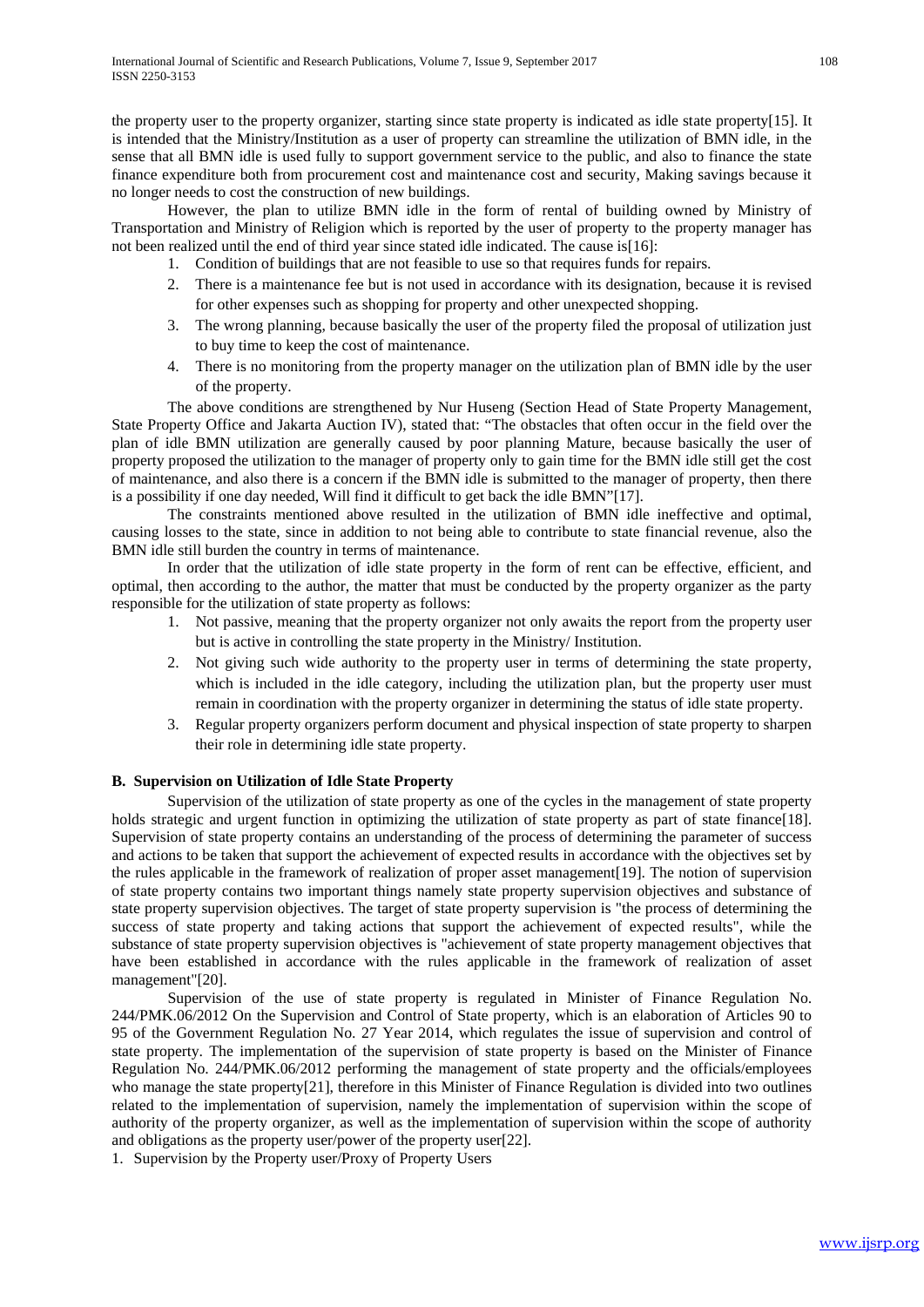the property user to the property organizer, starting since state property is indicated as idle state property[15]. It is intended that the Ministry/Institution as a user of property can streamline the utilization of BMN idle, in the sense that all BMN idle is used fully to support government service to the public, and also to finance the state finance expenditure both from procurement cost and maintenance cost and security, Making savings because it no longer needs to cost the construction of new buildings.

However, the plan to utilize BMN idle in the form of rental of building owned by Ministry of Transportation and Ministry of Religion which is reported by the user of property to the property manager has not been realized until the end of third year since stated idle indicated. The cause is[16]:

1. Condition of buildings that are not feasible to use so that requires funds for repairs.
2. There is a maintenance fee but is not used in accordance with its designation, because it is revised for other expenses such as shopping for property and other unexpected shopping.
3. The wrong planning, because basically the user of the property filed the proposal of utilization just to buy time to keep the cost of maintenance.
4. There is no monitoring from the property manager on the utilization plan of BMN idle by the user of the property.

The above conditions are strengthened by Nur Huseng (Section Head of State Property Management, State Property Office and Jakarta Auction IV), stated that: "The obstacles that often occur in the field over the plan of idle BMN utilization are generally caused by poor planning Mature, because basically the user of property proposed the utilization to the manager of property only to gain time for the BMN idle still get the cost of maintenance, and also there is a concern if the BMN idle is submitted to the manager of property, then there is a possibility if one day needed, Will find it difficult to get back the idle BMN"[17].

The constraints mentioned above resulted in the utilization of BMN idle ineffective and optimal, causing losses to the state, since in addition to not being able to contribute to state financial revenue, also the BMN idle still burden the country in terms of maintenance.

In order that the utilization of idle state property in the form of rent can be effective, efficient, and optimal, then according to the author, the matter that must be conducted by the property organizer as the party responsible for the utilization of state property as follows:

1. Not passive, meaning that the property organizer not only awaits the report from the property user but is active in controlling the state property in the Ministry/ Institution.
2. Not giving such wide authority to the property user in terms of determining the state property, which is included in the idle category, including the utilization plan, but the property user must remain in coordination with the property organizer in determining the status of idle state property.
3. Regular property organizers perform document and physical inspection of state property to sharpen their role in determining idle state property.

### B. Supervision on Utilization of Idle State Property

Supervision of the utilization of state property as one of the cycles in the management of state property holds strategic and urgent function in optimizing the utilization of state property as part of state finance[18]. Supervision of state property contains an understanding of the process of determining the parameter of success and actions to be taken that support the achievement of expected results in accordance with the objectives set by the rules applicable in the framework of realization of proper asset management[19]. The notion of supervision of state property contains two important things namely state property supervision objectives and substance of state property supervision objectives. The target of state property supervision is "the process of determining the success of state property and taking actions that support the achievement of expected results", while the substance of state property supervision objectives is "achievement of state property management objectives that have been established in accordance with the rules applicable in the framework of realization of asset management"[20].

Supervision of the use of state property is regulated in Minister of Finance Regulation No. 244/PMK.06/2012 On the Supervision and Control of State property, which is an elaboration of Articles 90 to 95 of the Government Regulation No. 27 Year 2014, which regulates the issue of supervision and control of state property. The implementation of the supervision of state property is based on the Minister of Finance Regulation No. 244/PMK.06/2012 performing the management of state property and the officials/employees who manage the state property[21], therefore in this Minister of Finance Regulation is divided into two outlines related to the implementation of supervision, namely the implementation of supervision within the scope of authority of the property organizer, as well as the implementation of supervision within the scope of authority and obligations as the property user/power of the property user[22].

1. Supervision by the Property user/Proxy of Property Users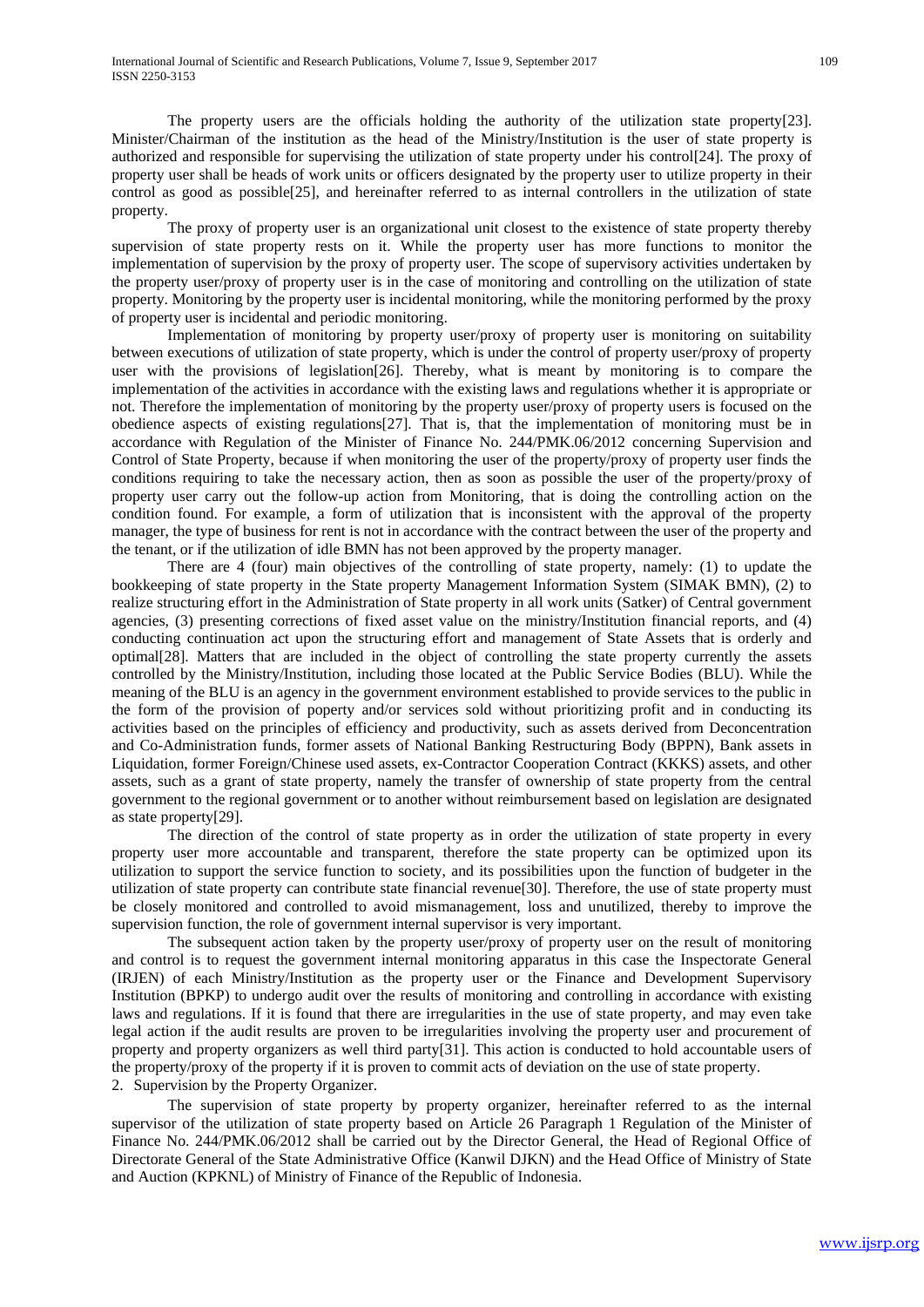The property users are the officials holding the authority of the utilization state property[23]. Minister/Chairman of the institution as the head of the Ministry/Institution is the user of state property is authorized and responsible for supervising the utilization of state property under his control[24]. The proxy of property user shall be heads of work units or officers designated by the property user to utilize property in their control as good as possible[25], and hereinafter referred to as internal controllers in the utilization of state property.

The proxy of property user is an organizational unit closest to the existence of state property thereby supervision of state property rests on it. While the property user has more functions to monitor the implementation of supervision by the proxy of property user. The scope of supervisory activities undertaken by the property user/proxy of property user is in the case of monitoring and controlling on the utilization of state property. Monitoring by the property user is incidental monitoring, while the monitoring performed by the proxy of property user is incidental and periodic monitoring.

Implementation of monitoring by property user/proxy of property user is monitoring on suitability between executions of utilization of state property, which is under the control of property user/proxy of property user with the provisions of legislation[26]. Thereby, what is meant by monitoring is to compare the implementation of the activities in accordance with the existing laws and regulations whether it is appropriate or not. Therefore the implementation of monitoring by the property user/proxy of property users is focused on the obedience aspects of existing regulations[27]. That is, that the implementation of monitoring must be in accordance with Regulation of the Minister of Finance No. 244/PMK.06/2012 concerning Supervision and Control of State Property, because if when monitoring the user of the property/proxy of property user finds the conditions requiring to take the necessary action, then as soon as possible the user of the property/proxy of property user carry out the follow-up action from Monitoring, that is doing the controlling action on the condition found. For example, a form of utilization that is inconsistent with the approval of the property manager, the type of business for rent is not in accordance with the contract between the user of the property and the tenant, or if the utilization of idle BMN has not been approved by the property manager.

There are 4 (four) main objectives of the controlling of state property, namely: (1) to update the bookkeeping of state property in the State property Management Information System (SIMAK BMN), (2) to realize structuring effort in the Administration of State property in all work units (Satker) of Central government agencies, (3) presenting corrections of fixed asset value on the ministry/Institution financial reports, and (4) conducting continuation act upon the structuring effort and management of State Assets that is orderly and optimal[28]. Matters that are included in the object of controlling the state property currently the assets controlled by the Ministry/Institution, including those located at the Public Service Bodies (BLU). While the meaning of the BLU is an agency in the government environment established to provide services to the public in the form of the provision of poperty and/or services sold without prioritizing profit and in conducting its activities based on the principles of efficiency and productivity, such as assets derived from Deconcentration and Co-Administration funds, former assets of National Banking Restructuring Body (BPPN), Bank assets in Liquidation, former Foreign/Chinese used assets, ex-Contractor Cooperation Contract (KKKS) assets, and other assets, such as a grant of state property, namely the transfer of ownership of state property from the central government to the regional government or to another without reimbursement based on legislation are designated as state property[29].

The direction of the control of state property as in order the utilization of state property in every property user more accountable and transparent, therefore the state property can be optimized upon its utilization to support the service function to society, and its possibilities upon the function of budgeter in the utilization of state property can contribute state financial revenue[30]. Therefore, the use of state property must be closely monitored and controlled to avoid mismanagement, loss and unutilized, thereby to improve the supervision function, the role of government internal supervisor is very important.

The subsequent action taken by the property user/proxy of property user on the result of monitoring and control is to request the government internal monitoring apparatus in this case the Inspectorate General (IRJEN) of each Ministry/Institution as the property user or the Finance and Development Supervisory Institution (BPKP) to undergo audit over the results of monitoring and controlling in accordance with existing laws and regulations. If it is found that there are irregularities in the use of state property, and may even take legal action if the audit results are proven to be irregularities involving the property user and procurement of property and property organizers as well third party[31]. This action is conducted to hold accountable users of the property/proxy of the property if it is proven to commit acts of deviation on the use of state property.

2. Supervision by the Property Organizer.

The supervision of state property by property organizer, hereinafter referred to as the internal supervisor of the utilization of state property based on Article 26 Paragraph 1 Regulation of the Minister of Finance No. 244/PMK.06/2012 shall be carried out by the Director General, the Head of Regional Office of Directorate General of the State Administrative Office (Kanwil DJKN) and the Head Office of Ministry of State and Auction (KPKNL) of Ministry of Finance of the Republic of Indonesia.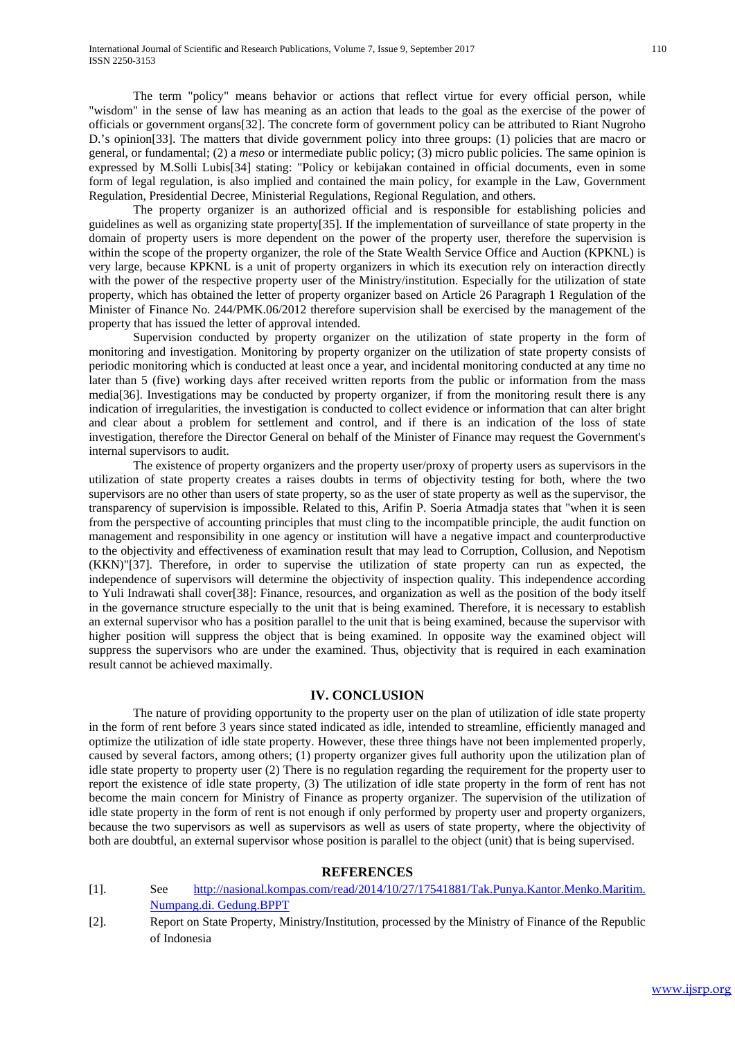The term "policy" means behavior or actions that reflect virtue for every official person, while "wisdom" in the sense of law has meaning as an action that leads to the goal as the exercise of the power of officials or government organs[32]. The concrete form of government policy can be attributed to Riant Nugroho D.'s opinion[33]. The matters that divide government policy into three groups: (1) policies that are macro or general, or fundamental; (2) a *meso* or intermediate public policy; (3) micro public policies. The same opinion is expressed by M.Solli Lubis[34] stating: "Policy or kebijakan contained in official documents, even in some form of legal regulation, is also implied and contained the main policy, for example in the Law, Government Regulation, Presidential Decree, Ministerial Regulations, Regional Regulation, and others.

The property organizer is an authorized official and is responsible for establishing policies and guidelines as well as organizing state property[35]. If the implementation of surveillance of state property in the domain of property users is more dependent on the power of the property user, therefore the supervision is within the scope of the property organizer, the role of the State Wealth Service Office and Auction (KPKNL) is very large, because KPKNL is a unit of property organizers in which its execution rely on interaction directly with the power of the respective property user of the Ministry/institution. Especially for the utilization of state property, which has obtained the letter of property organizer based on Article 26 Paragraph 1 Regulation of the Minister of Finance No. 244/PMK.06/2012 therefore supervision shall be exercised by the management of the property that has issued the letter of approval intended.

Supervision conducted by property organizer on the utilization of state property in the form of monitoring and investigation. Monitoring by property organizer on the utilization of state property consists of periodic monitoring which is conducted at least once a year, and incidental monitoring conducted at any time no later than 5 (five) working days after received written reports from the public or information from the mass media[36]. Investigations may be conducted by property organizer, if from the monitoring result there is any indication of irregularities, the investigation is conducted to collect evidence or information that can alter bright and clear about a problem for settlement and control, and if there is an indication of the loss of state investigation, therefore the Director General on behalf of the Minister of Finance may request the Government's internal supervisors to audit.

The existence of property organizers and the property user/proxy of property users as supervisors in the utilization of state property creates a raises doubts in terms of objectivity testing for both, where the two supervisors are no other than users of state property, so as the user of state property as well as the supervisor, the transparency of supervision is impossible. Related to this, Arifin P. Soeria Atmadja states that "when it is seen from the perspective of accounting principles that must cling to the incompatible principle, the audit function on management and responsibility in one agency or institution will have a negative impact and counterproductive to the objectivity and effectiveness of examination result that may lead to Corruption, Collusion, and Nepotism (KKN)"[37]. Therefore, in order to supervise the utilization of state property can run as expected, the independence of supervisors will determine the objectivity of inspection quality. This independence according to Yuli Indrawati shall cover[38]: Finance, resources, and organization as well as the position of the body itself in the governance structure especially to the unit that is being examined. Therefore, it is necessary to establish an external supervisor who has a position parallel to the unit that is being examined, because the supervisor with higher position will suppress the object that is being examined. In opposite way the examined object will suppress the supervisors who are under the examined. Thus, objectivity that is required in each examination result cannot be achieved maximally.

## IV. CONCLUSION

The nature of providing opportunity to the property user on the plan of utilization of idle state property in the form of rent before 3 years since stated indicated as idle, intended to streamline, efficiently managed and optimize the utilization of idle state property. However, these three things have not been implemented properly, caused by several factors, among others; (1) property organizer gives full authority upon the utilization plan of idle state property to property user (2) There is no regulation regarding the requirement for the property user to report the existence of idle state property, (3) The utilization of idle state property in the form of rent has not become the main concern for Ministry of Finance as property organizer. The supervision of the utilization of idle state property in the form of rent is not enough if only performed by property user and property organizers, because the two supervisors as well as supervisors as well as users of state property, where the objectivity of both are doubtful, an external supervisor whose position is parallel to the object (unit) that is being supervised.

## REFERENCES

[1]. See http://nasional.kompas.com/read/2014/10/27/17541881/Tak.Punya.Kantor.Menko.Maritim.Numpang.di. Gedung.BPPT

[2]. Report on State Property, Ministry/Institution, processed by the Ministry of Finance of the Republic of Indonesia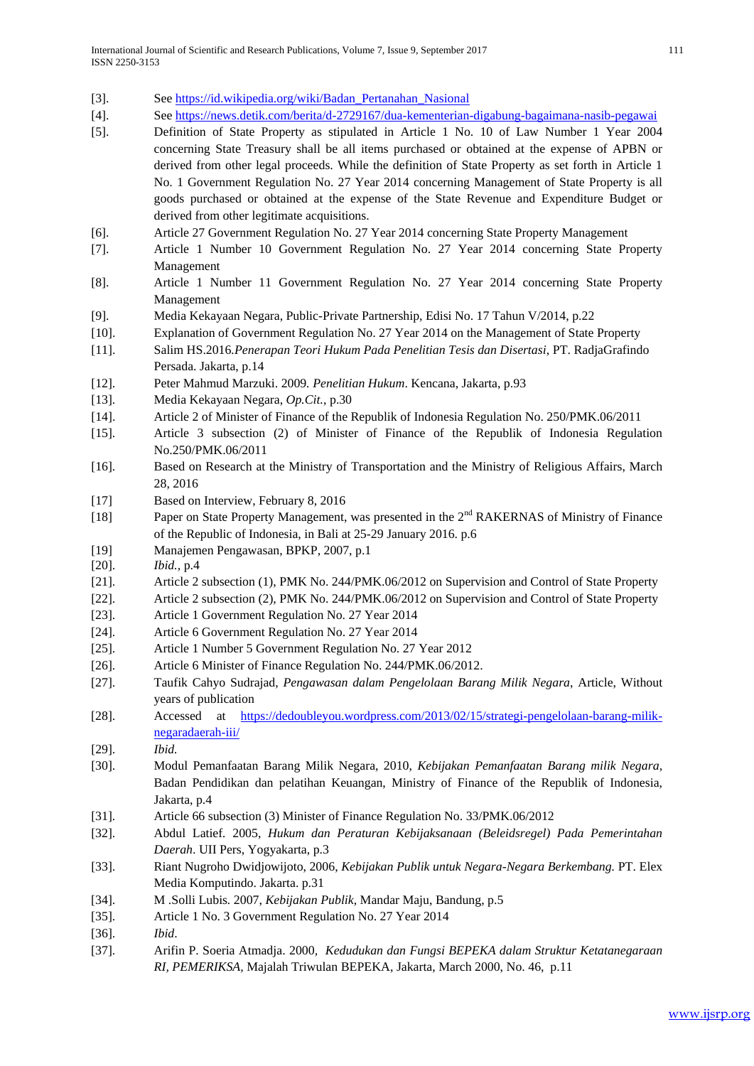[3]. See https://id.wikipedia.org/wiki/Badan_Pertanahan_Nasional

[4]. See https://news.detik.com/berita/d-2729167/dua-kementerian-digabung-bagaimana-nasib-pegawai

[5]. Definition of State Property as stipulated in Article 1 No. 10 of Law Number 1 Year 2004 concerning State Treasury shall be all items purchased or obtained at the expense of APBN or derived from other legal proceeds. While the definition of State Property as set forth in Article 1 No. 1 Government Regulation No. 27 Year 2014 concerning Management of State Property is all goods purchased or obtained at the expense of the State Revenue and Expenditure Budget or derived from other legitimate acquisitions.

[6]. Article 27 Government Regulation No. 27 Year 2014 concerning State Property Management

[7]. Article 1 Number 10 Government Regulation No. 27 Year 2014 concerning State Property Management

[8]. Article 1 Number 11 Government Regulation No. 27 Year 2014 concerning State Property Management

[9]. Media Kekayaan Negara, Public-Private Partnership, Edisi No. 17 Tahun V/2014, p.22

[10]. Explanation of Government Regulation No. 27 Year 2014 on the Management of State Property

[11]. Salim HS.2016.*Penerapan Teori Hukum Pada Penelitian Tesis dan Disertasi*, PT. RadjaGrafindo Persada. Jakarta, p.14

[12]. Peter Mahmud Marzuki. 2009. *Penelitian Hukum*. Kencana, Jakarta, p.93

[13]. Media Kekayaan Negara, *Op.Cit.*, p.30

[14]. Article 2 of Minister of Finance of the Republik of Indonesia Regulation No. 250/PMK.06/2011

[15]. Article 3 subsection (2) of Minister of Finance of the Republik of Indonesia Regulation No.250/PMK.06/2011

[16]. Based on Research at the Ministry of Transportation and the Ministry of Religious Affairs, March 28, 2016

[17] Based on Interview, February 8, 2016

[18] Paper on State Property Management, was presented in the 2nd RAKERNAS of Ministry of Finance of the Republic of Indonesia, in Bali at 25-29 January 2016. p.6

[19] Manajemen Pengawasan, BPKP, 2007, p.1

[20]. *Ibid.*, p.4

[21]. Article 2 subsection (1), PMK No. 244/PMK.06/2012 on Supervision and Control of State Property

[22]. Article 2 subsection (2), PMK No. 244/PMK.06/2012 on Supervision and Control of State Property

[23]. Article 1 Government Regulation No. 27 Year 2014

[24]. Article 6 Government Regulation No. 27 Year 2014

[25]. Article 1 Number 5 Government Regulation No. 27 Year 2012

[26]. Article 6 Minister of Finance Regulation No. 244/PMK.06/2012.

[27]. Taufik Cahyo Sudrajad, *Pengawasan dalam Pengelolaan Barang Milik Negara*, Article, Without years of publication

[28]. Accessed at https://dedoubleyou.wordpress.com/2013/02/15/strategi-pengelolaan-barang-milik-negaradaerah-iii/

[29]. *Ibid.*

[30]. Modul Pemanfaatan Barang Milik Negara, 2010, *Kebijakan Pemanfaatan Barang milik Negara*, Badan Pendidikan dan pelatihan Keuangan, Ministry of Finance of the Republic of Indonesia, Jakarta, p.4

[31]. Article 66 subsection (3) Minister of Finance Regulation No. 33/PMK.06/2012

[32]. Abdul Latief. 2005, *Hukum dan Peraturan Kebijaksanaan (Beleidsregel) Pada Pemerintahan Daerah*. UII Pers, Yogyakarta, p.3

[33]. Riant Nugroho Dwidjowijoto, 2006, *Kebijakan Publik untuk Negara-Negara Berkembang.* PT. Elex Media Komputindo. Jakarta. p.31

[34]. M .Solli Lubis. 2007, *Kebijakan Publik*, Mandar Maju, Bandung, p.5

[35]. Article 1 No. 3 Government Regulation No. 27 Year 2014

[36]. *Ibid*.

[37]. Arifin P. Soeria Atmadja. 2000, *Kedudukan dan Fungsi BEPEKA dalam Struktur Ketatanegaraan RI, PEMERIKSA*, Majalah Triwulan BEPEKA, Jakarta, March 2000, No. 46, p.11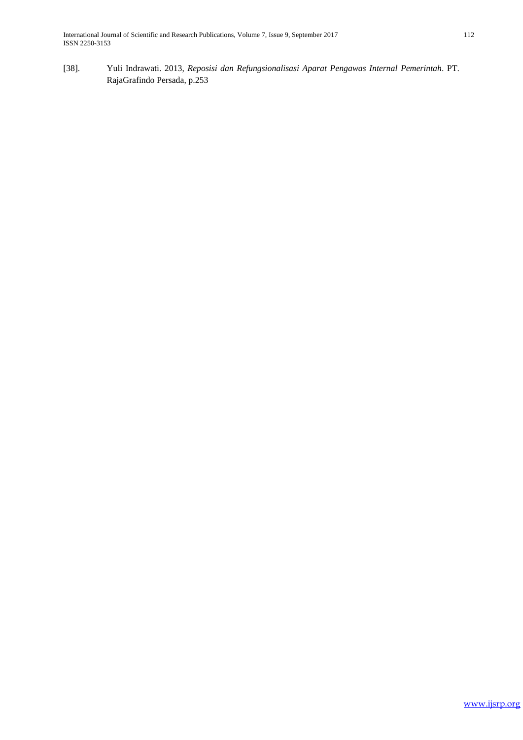[38]. Yuli Indrawati. 2013, *Reposisi dan Refungsionalisasi Aparat Pengawas Internal Pemerintah*. PT. RajaGrafindo Persada, p.253